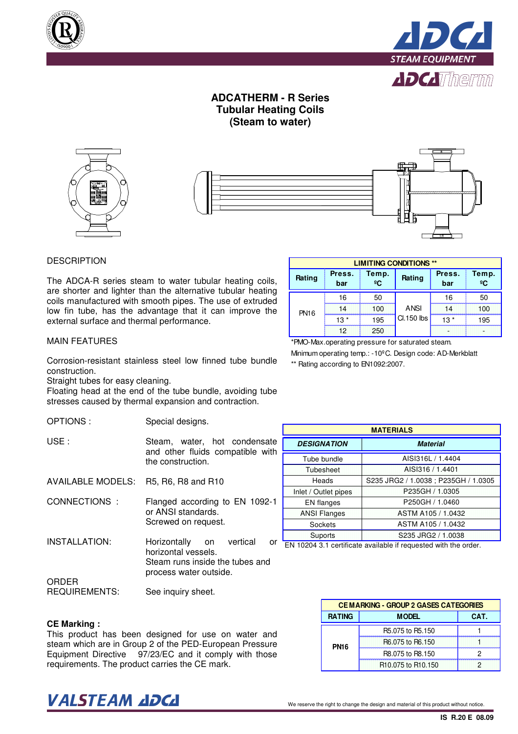# ADCATHERM - R Series
## Tubular Heating Coils
## (Steam to water)

DESCRIPTION

The ADCA-R series steam to water tubular heating coils, are shorter and lighter than the alternative tubular heating coils manufactured with smooth pipes. The use of extruded low fin tube, has the advantage that it can improve the external surface and thermal performance.

MAIN FEATURES

Corrosion-resistant stainless steel low finned tube bundle construction.
Straight tubes for easy cleaning.
Floating head at the end of the tube bundle, avoiding tube stresses caused by thermal expansion and contraction.

OPTIONS : Special designs.

USE : Steam, water, hot condensate and other fluids compatible with the construction.

AVAILABLE MODELS: R5, R6, R8 and R10

CONNECTIONS : Flanged according to EN 1092-1 or ANSI standards.
Screwed on request.

INSTALLATION: Horizontally on vertical or horizontal vessels.
Steam runs inside the tubes and process water outside.

ORDER REQUIREMENTS: See inquiry sheet.

**CE Marking :**
This product has been designed for use on water and steam which are in Group 2 of the PED-European Pressure Equipment Directive 97/23/EC and it comply with those requirements. The product carries the CE mark.

| LIMITING CONDITIONS ** | | | | | |
|---|---|---|---|---|---|
| Rating | Press. bar | Temp. ºC | Rating | Press. bar | Temp. ºC |
| PN16 | 16 | 50 | ANSI Cl.150 lbs | 16 | 50 |
| | 14 | 100 | | 14 | 100 |
| | 13 * | 195 | | 13 * | 195 |
| | 12 | 250 | | - | - |

*PMO-Max.operating pressure for saturated steam.
Minimum operating temp.: -10ºC. Design code: AD-Merkblatt
** Rating according to EN1092:2007.

| MATERIALS | |
|---|---|
| ***DESIGNATION*** | ***Material*** |
| Tube bundle | AISI316L / 1.4404 |
| Tubesheet | AISI316 / 1.4401 |
| Heads | S235 JRG2 / 1.0038 ; P235GH / 1.0305 |
| Inlet / Outlet pipes | P235GH / 1.0305 |
| EN flanges | P250GH / 1.0460 |
| ANSI Flanges | ASTM A105 / 1.0432 |
| Sockets | ASTM A105 / 1.0432 |
| Suports | S235 JRG2 / 1.0038 |

EN 10204 3.1 certificate available if requested with the order.

| CE MARKING - GROUP 2 GASES CATEGORIES | | |
|---|---|---|
| RATING | MODEL | CAT. |
| PN16 | R5.075 to R5.150 | 1 |
| | R6.075 to R6.150 | 1 |
| | R8.075 to R8.150 | 2 |
| | R10.075 to R10.150 | 2 |

We reserve the right to change the design and material of this product without notice.

IS R.20 E 08.09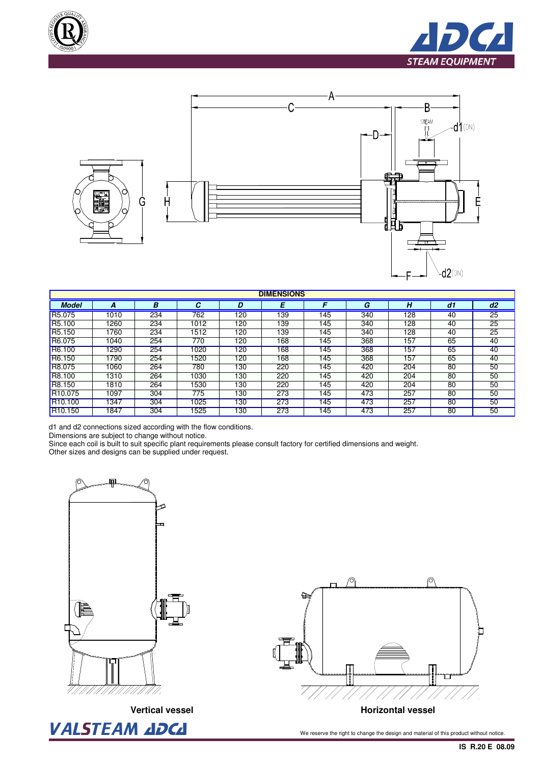| DIMENSIONS | | | | | | | | | | |
|---|---|---|---|---|---|---|---|---|---|---|
| **Model** | **A** | **B** | **C** | **D** | **E** | **F** | **G** | **H** | **d1** | **d2** |
| R5.075 | 1010 | 234 | 762 | 120 | 139 | 145 | 340 | 128 | 40 | 25 |
| R5.100 | 1260 | 234 | 1012 | 120 | 139 | 145 | 340 | 128 | 40 | 25 |
| R5.150 | 1760 | 234 | 1512 | 120 | 139 | 145 | 340 | 128 | 40 | 25 |
| R6.075 | 1040 | 254 | 770 | 120 | 168 | 145 | 368 | 157 | 65 | 40 |
| R6.100 | 1290 | 254 | 1020 | 120 | 168 | 145 | 368 | 157 | 65 | 40 |
| R6.150 | 1790 | 254 | 1520 | 120 | 168 | 145 | 368 | 157 | 65 | 40 |
| R8.075 | 1060 | 264 | 780 | 130 | 220 | 145 | 420 | 204 | 80 | 50 |
| R8.100 | 1310 | 264 | 1030 | 130 | 220 | 145 | 420 | 204 | 80 | 50 |
| R8.150 | 1810 | 264 | 1530 | 130 | 220 | 145 | 420 | 204 | 80 | 50 |
| R10.075 | 1097 | 304 | 775 | 130 | 273 | 145 | 473 | 257 | 80 | 50 |
| R10.100 | 1347 | 304 | 1025 | 130 | 273 | 145 | 473 | 257 | 80 | 50 |
| R10.150 | 1847 | 304 | 1525 | 130 | 273 | 145 | 473 | 257 | 80 | 50 |

d1 and d2 connections sized according with the flow conditions.
Dimensions are subject to change without notice.
Since each coil is built to suit specific plant requirements please consult factory for certified dimensions and weight.
Other sizes and designs can be supplied under request.

**Vertical vessel**

**Horizontal vessel**

We reserve the right to change the design and material of this product without notice.

IS R.20 E 08.09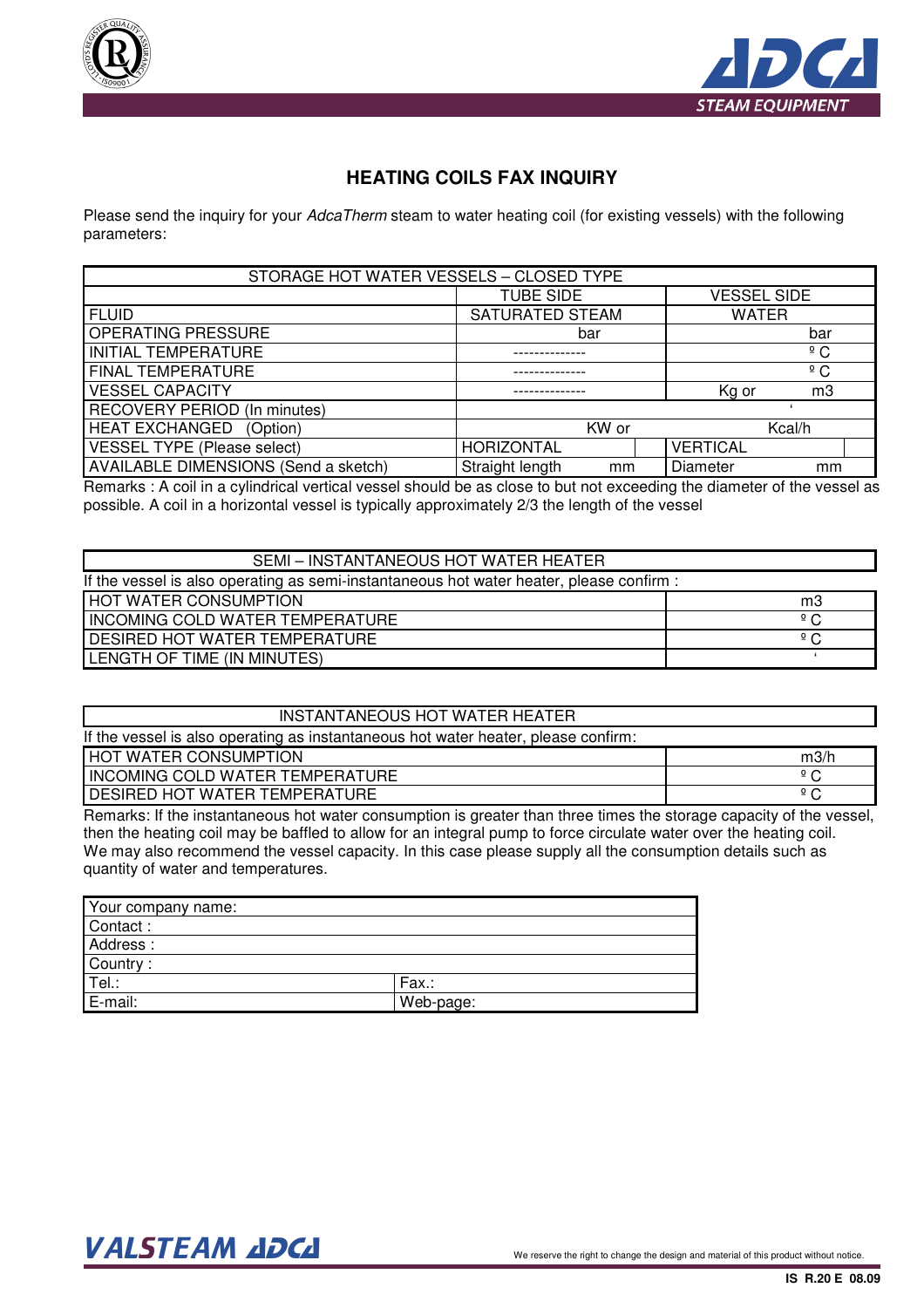# HEATING COILS FAX INQUIRY

Please send the inquiry for your *AdcaTherm* steam to water heating coil (for existing vessels) with the following parameters:

| STORAGE HOT WATER VESSELS – CLOSED TYPE | | | | |
|---|---|---|---|---|
| | TUBE SIDE | | VESSEL SIDE | |
| FLUID | SATURATED STEAM | | WATER | |
| OPERATING PRESSURE | bar | | bar | |
| INITIAL TEMPERATURE | -------------- | | º C | |
| FINAL TEMPERATURE | -------------- | | º C | |
| VESSEL CAPACITY | -------------- | | Kg or m3 | |
| RECOVERY PERIOD (In minutes) | ' | | | |
| HEAT EXCHANGED (Option) | KW or | | Kcal/h | |
| VESSEL TYPE (Please select) | HORIZONTAL | | VERTICAL | |
| AVAILABLE DIMENSIONS (Send a sketch) | Straight length mm | | Diameter mm | |

Remarks : A coil in a cylindrical vertical vessel should be as close to but not exceeding the diameter of the vessel as possible. A coil in a horizontal vessel is typically approximately 2/3 the length of the vessel

| SEMI – INSTANTANEOUS HOT WATER HEATER | |
|---|---|
| If the vessel is also operating as semi-instantaneous hot water heater, please confirm : | |
| HOT WATER CONSUMPTION | m3 |
| INCOMING COLD WATER TEMPERATURE | º C |
| DESIRED HOT WATER TEMPERATURE | º C |
| LENGTH OF TIME (IN MINUTES) | ' |

| INSTANTANEOUS HOT WATER HEATER | |
|---|---|
| If the vessel is also operating as instantaneous hot water heater, please confirm: | |
| HOT WATER CONSUMPTION | m3/h |
| INCOMING COLD WATER TEMPERATURE | º C |
| DESIRED HOT WATER TEMPERATURE | º C |

Remarks: If the instantaneous hot water consumption is greater than three times the storage capacity of the vessel, then the heating coil may be baffled to allow for an integral pump to force circulate water over the heating coil. We may also recommend the vessel capacity. In this case please supply all the consumption details such as quantity of water and temperatures.

| | |
|---|---|
| Your company name: | |
| Contact : | |
| Address : | |
| Country : | |
| Tel.: | Fax.: |
| E-mail: | Web-page: |

We reserve the right to change the design and material of this product without notice.

IS R.20 E 08.09